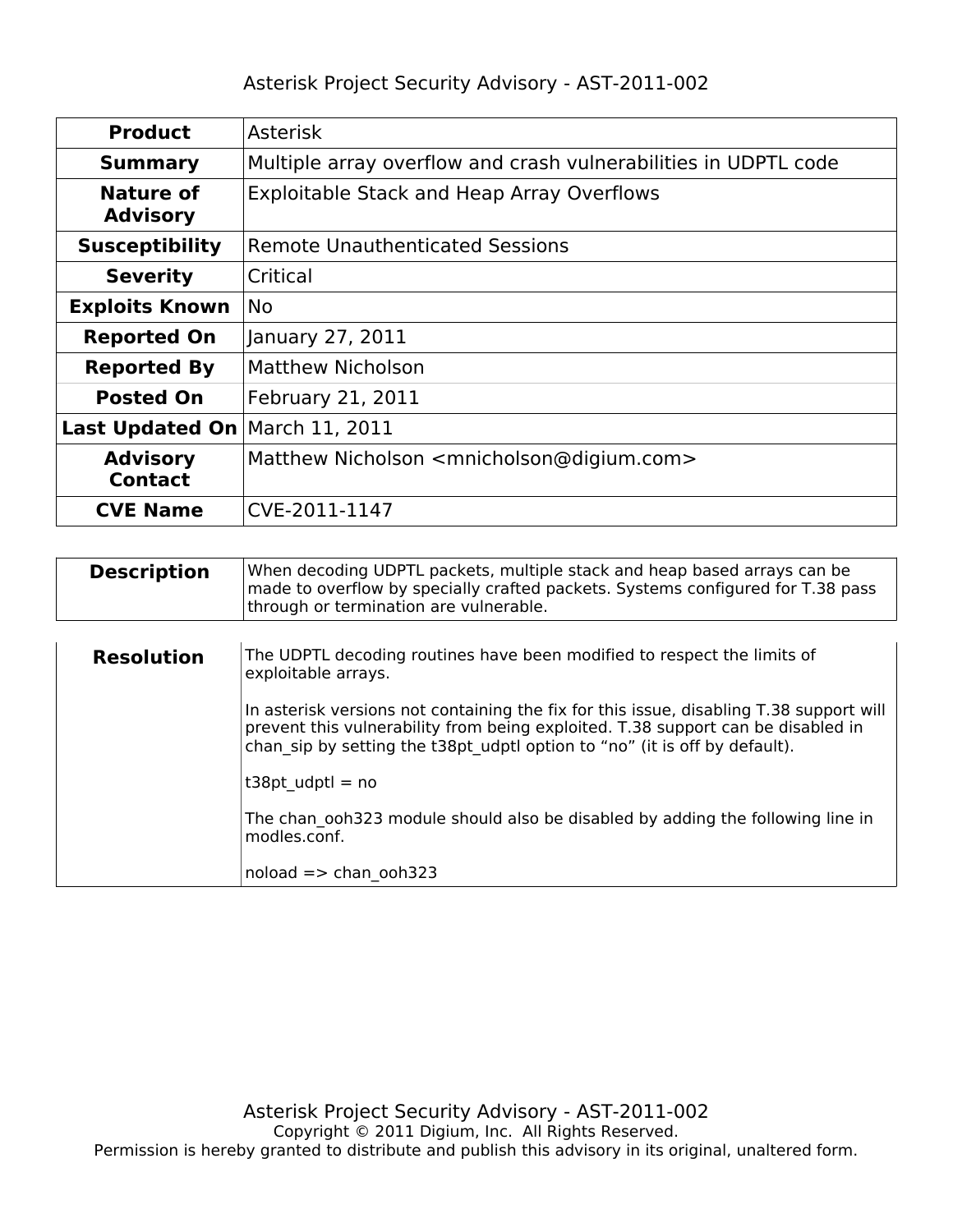# Asterisk Project Security Advisory - AST-2011-002

| | |
|---|---|
| **Product** | Asterisk |
| **Summary** | Multiple array overflow and crash vulnerabilities in UDPTL code |
| **Nature of Advisory** | Exploitable Stack and Heap Array Overflows |
| **Susceptibility** | Remote Unauthenticated Sessions |
| **Severity** | Critical |
| **Exploits Known** | No |
| **Reported On** | January 27, 2011 |
| **Reported By** | Matthew Nicholson |
| **Posted On** | February 21, 2011 |
| **Last Updated On** | March 11, 2011 |
| **Advisory Contact** | Matthew Nicholson <mnicholson@digium.com> |
| **CVE Name** | CVE-2011-1147 |

| | |
|---|---|
| **Description** | When decoding UDPTL packets, multiple stack and heap based arrays can be made to overflow by specially crafted packets. Systems configured for T.38 pass through or termination are vulnerable. |

| | |
|---|---|
| **Resolution** | The UDPTL decoding routines have been modified to respect the limits of exploitable arrays.<br><br>In asterisk versions not containing the fix for this issue, disabling T.38 support will prevent this vulnerability from being exploited. T.38 support can be disabled in chan_sip by setting the t38pt_udptl option to “no” (it is off by default).<br><br>t38pt_udptl = no<br><br>The chan_ooh323 module should also be disabled by adding the following line in modles.conf.<br><br>noload => chan_ooh323 |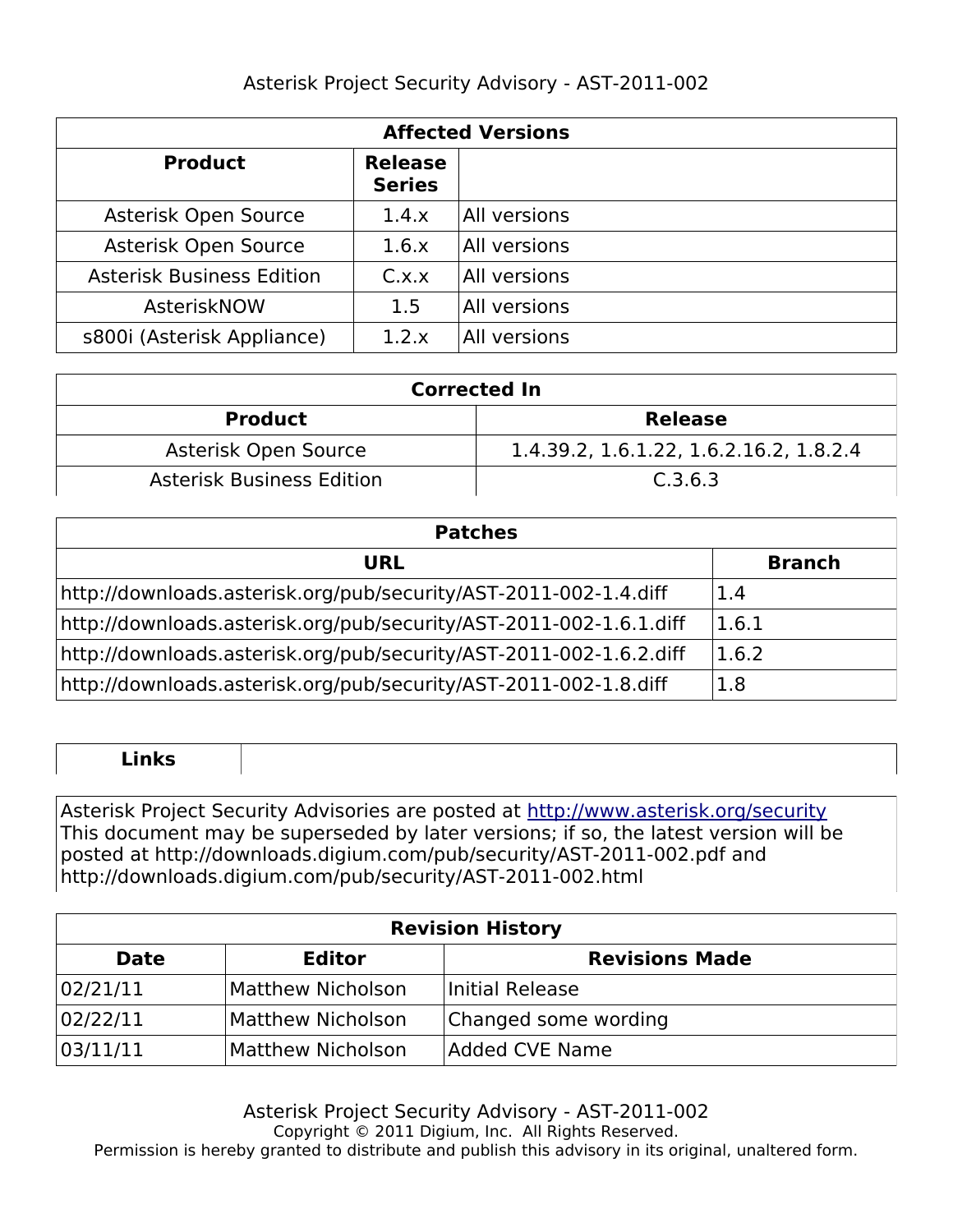| Affected Versions | | |
|---|---|---|
| **Product** | **Release Series** | |
| Asterisk Open Source | 1.4.x | All versions |
| Asterisk Open Source | 1.6.x | All versions |
| Asterisk Business Edition | C.x.x | All versions |
| AsteriskNOW | 1.5 | All versions |
| s800i (Asterisk Appliance) | 1.2.x | All versions |

| Corrected In | |
|---|---|
| **Product** | **Release** |
| Asterisk Open Source | 1.4.39.2, 1.6.1.22, 1.6.2.16.2, 1.8.2.4 |
| Asterisk Business Edition | C.3.6.3 |

| Patches | |
|---|---|
| **URL** | **Branch** |
| http://downloads.asterisk.org/pub/security/AST-2011-002-1.4.diff | 1.4 |
| http://downloads.asterisk.org/pub/security/AST-2011-002-1.6.1.diff | 1.6.1 |
| http://downloads.asterisk.org/pub/security/AST-2011-002-1.6.2.diff | 1.6.2 |
| http://downloads.asterisk.org/pub/security/AST-2011-002-1.8.diff | 1.8 |

| **Links** | |
|---|---|

Asterisk Project Security Advisories are posted at http://www.asterisk.org/security
This document may be superseded by later versions; if so, the latest version will be posted at http://downloads.digium.com/pub/security/AST-2011-002.pdf and http://downloads.digium.com/pub/security/AST-2011-002.html

| Revision History | | |
|---|---|---|
| **Date** | **Editor** | **Revisions Made** |
| 02/21/11 | Matthew Nicholson | Initial Release |
| 02/22/11 | Matthew Nicholson | Changed some wording |
| 03/11/11 | Matthew Nicholson | Added CVE Name |